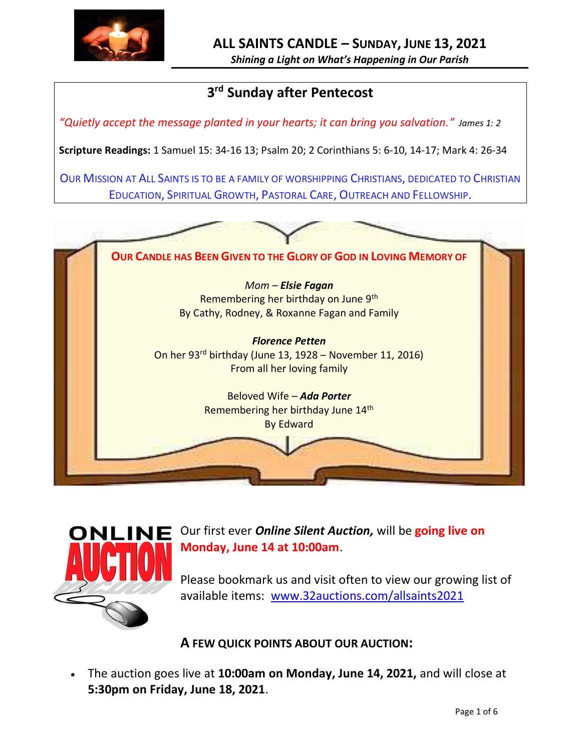# ALL SAINTS CANDLE – SUNDAY, JUNE 13, 2021

***Shining a Light on What's Happening in Our Parish***

## 3rd Sunday after Pentecost

*"Quietly accept the message planted in your hearts; it can bring you salvation."* *James 1: 2*

**Scripture Readings:** 1 Samuel 15: 34-16 13; Psalm 20; 2 Corinthians 5: 6-10, 14-17; Mark 4: 26-34

OUR MISSION AT ALL SAINTS IS TO BE A FAMILY OF WORSHIPPING CHRISTIANS, DEDICATED TO CHRISTIAN EDUCATION, SPIRITUAL GROWTH, PASTORAL CARE, OUTREACH AND FELLOWSHIP.

**OUR CANDLE HAS BEEN GIVEN TO THE GLORY OF GOD IN LOVING MEMORY OF**

*Mom – **Elsie Fagan***
Remembering her birthday on June 9th
By Cathy, Rodney, & Roxanne Fagan and Family

***Florence Petten***
On her 93rd birthday (June 13, 1928 – November 11, 2016)
From all her loving family

Beloved Wife – ***Ada Porter***
Remembering her birthday June 14th
By Edward

Our first ever ***Online Silent Auction,*** will be **going live on Monday, June 14 at 10:00am**.

Please bookmark us and visit often to view our growing list of available items: www.32auctions.com/allsaints2021

### A FEW QUICK POINTS ABOUT OUR AUCTION:

- The auction goes live at **10:00am on Monday, June 14, 2021,** and will close at **5:30pm on Friday, June 18, 2021**.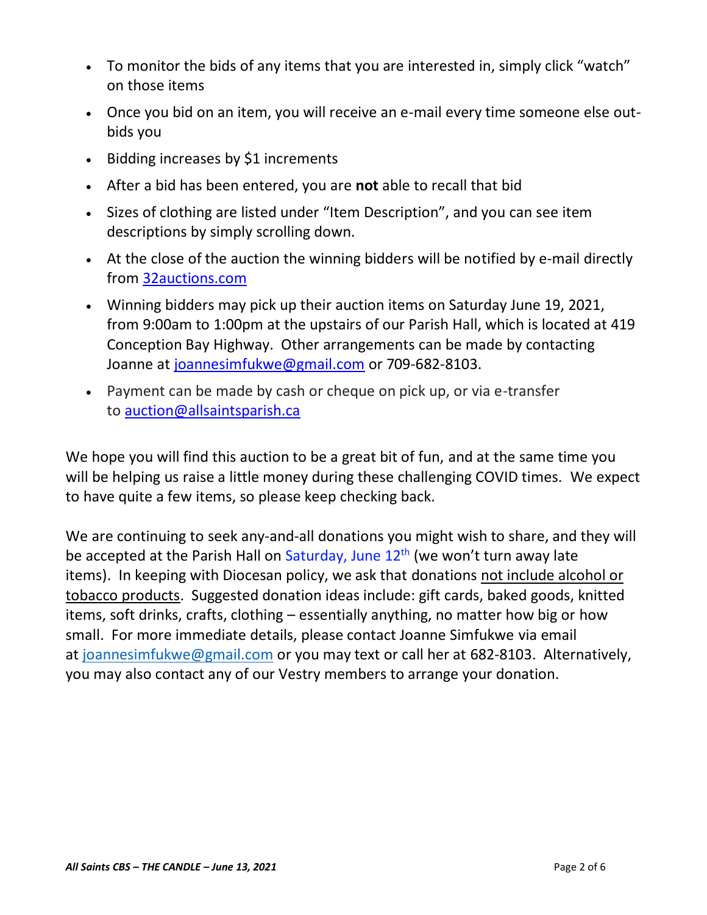- To monitor the bids of any items that you are interested in, simply click "watch" on those items
- Once you bid on an item, you will receive an e-mail every time someone else out-bids you
- Bidding increases by $1 increments
- After a bid has been entered, you are **not** able to recall that bid
- Sizes of clothing are listed under "Item Description", and you can see item descriptions by simply scrolling down.
- At the close of the auction the winning bidders will be notified by e-mail directly from [32auctions.com](32auctions.com)
- Winning bidders may pick up their auction items on Saturday June 19, 2021, from 9:00am to 1:00pm at the upstairs of our Parish Hall, which is located at 419 Conception Bay Highway. Other arrangements can be made by contacting Joanne at [joannesimfukwe@gmail.com](mailto:joannesimfukwe@gmail.com) or 709-682-8103.
- Payment can be made by cash or cheque on pick up, or via e-transfer to [auction@allsaintsparish.ca](mailto:auction@allsaintsparish.ca)

We hope you will find this auction to be a great bit of fun, and at the same time you will be helping us raise a little money during these challenging COVID times. We expect to have quite a few items, so please keep checking back.

We are continuing to seek any-and-all donations you might wish to share, and they will be accepted at the Parish Hall on Saturday, June 12th (we won't turn away late items). In keeping with Diocesan policy, we ask that donations not include alcohol or tobacco products. Suggested donation ideas include: gift cards, baked goods, knitted items, soft drinks, crafts, clothing – essentially anything, no matter how big or how small. For more immediate details, please contact Joanne Simfukwe via email at [joannesimfukwe@gmail.com](mailto:joannesimfukwe@gmail.com) or you may text or call her at 682-8103. Alternatively, you may also contact any of our Vestry members to arrange your donation.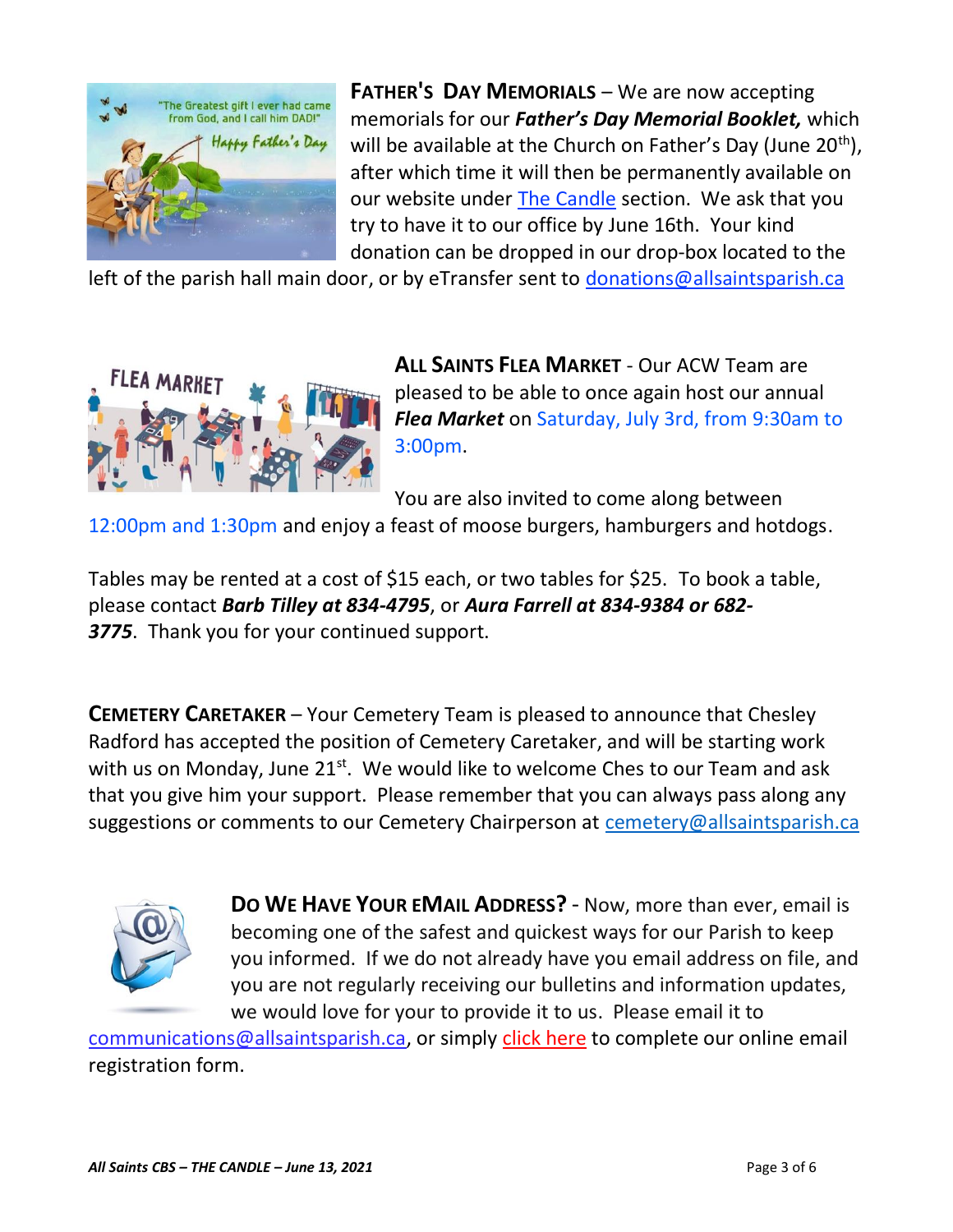**FATHER'S DAY MEMORIALS** – We are now accepting memorials for our ***Father's Day Memorial Booklet,*** which will be available at the Church on Father's Day (June 20th), after which time it will then be permanently available on our website under The Candle section. We ask that you try to have it to our office by June 16th. Your kind donation can be dropped in our drop-box located to the left of the parish hall main door, or by eTransfer sent to donations@allsaintsparish.ca

**ALL SAINTS FLEA MARKET** - Our ACW Team are pleased to be able to once again host our annual ***Flea Market*** on Saturday, July 3rd, from 9:30am to 3:00pm.

You are also invited to come along between 12:00pm and 1:30pm and enjoy a feast of moose burgers, hamburgers and hotdogs.

Tables may be rented at a cost of $15 each, or two tables for $25. To book a table, please contact ***Barb Tilley at 834-4795***, or ***Aura Farrell at 834-9384 or 682-3775***. Thank you for your continued support.

**CEMETERY CARETAKER** – Your Cemetery Team is pleased to announce that Chesley Radford has accepted the position of Cemetery Caretaker, and will be starting work with us on Monday, June 21st. We would like to welcome Ches to our Team and ask that you give him your support. Please remember that you can always pass along any suggestions or comments to our Cemetery Chairperson at cemetery@allsaintsparish.ca

**DO WE HAVE YOUR EMAIL ADDRESS?** - Now, more than ever, email is becoming one of the safest and quickest ways for our Parish to keep you informed. If we do not already have you email address on file, and you are not regularly receiving our bulletins and information updates, we would love for your to provide it to us. Please email it to communications@allsaintsparish.ca, or simply click here to complete our online email registration form.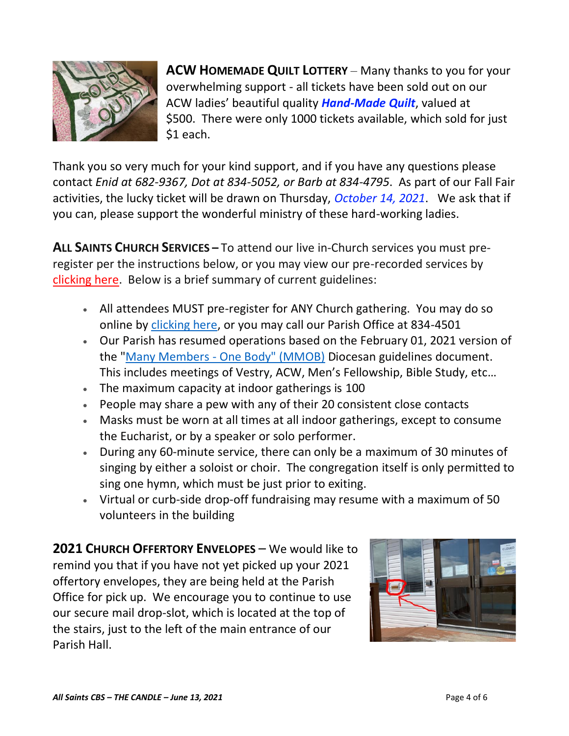**ACW HOMEMADE QUILT LOTTERY** – Many thanks to you for your overwhelming support - all tickets have been sold out on our ACW ladies' beautiful quality ***Hand-Made Quilt***, valued at $500. There were only 1000 tickets available, which sold for just $1 each.

Thank you so very much for your kind support, and if you have any questions please contact *Enid at 682-9367, Dot at 834-5052, or Barb at 834-4795*. As part of our Fall Fair activities, the lucky ticket will be drawn on Thursday, *October 14, 2021*. We ask that if you can, please support the wonderful ministry of these hard-working ladies.

**ALL SAINTS CHURCH SERVICES –** To attend our live in-Church services you must pre-register per the instructions below, or you may view our pre-recorded services by clicking here. Below is a brief summary of current guidelines:

- All attendees MUST pre-register for ANY Church gathering. You may do so online by clicking here, or you may call our Parish Office at 834-4501
- Our Parish has resumed operations based on the February 01, 2021 version of the "Many Members - One Body" (MMOB) Diocesan guidelines document. This includes meetings of Vestry, ACW, Men's Fellowship, Bible Study, etc…
- The maximum capacity at indoor gatherings is 100
- People may share a pew with any of their 20 consistent close contacts
- Masks must be worn at all times at all indoor gatherings, except to consume the Eucharist, or by a speaker or solo performer.
- During any 60-minute service, there can only be a maximum of 30 minutes of singing by either a soloist or choir. The congregation itself is only permitted to sing one hymn, which must be just prior to exiting.
- Virtual or curb-side drop-off fundraising may resume with a maximum of 50 volunteers in the building

**2021 CHURCH OFFERTORY ENVELOPES –** We would like to remind you that if you have not yet picked up your 2021 offertory envelopes, they are being held at the Parish Office for pick up. We encourage you to continue to use our secure mail drop-slot, which is located at the top of the stairs, just to the left of the main entrance of our Parish Hall.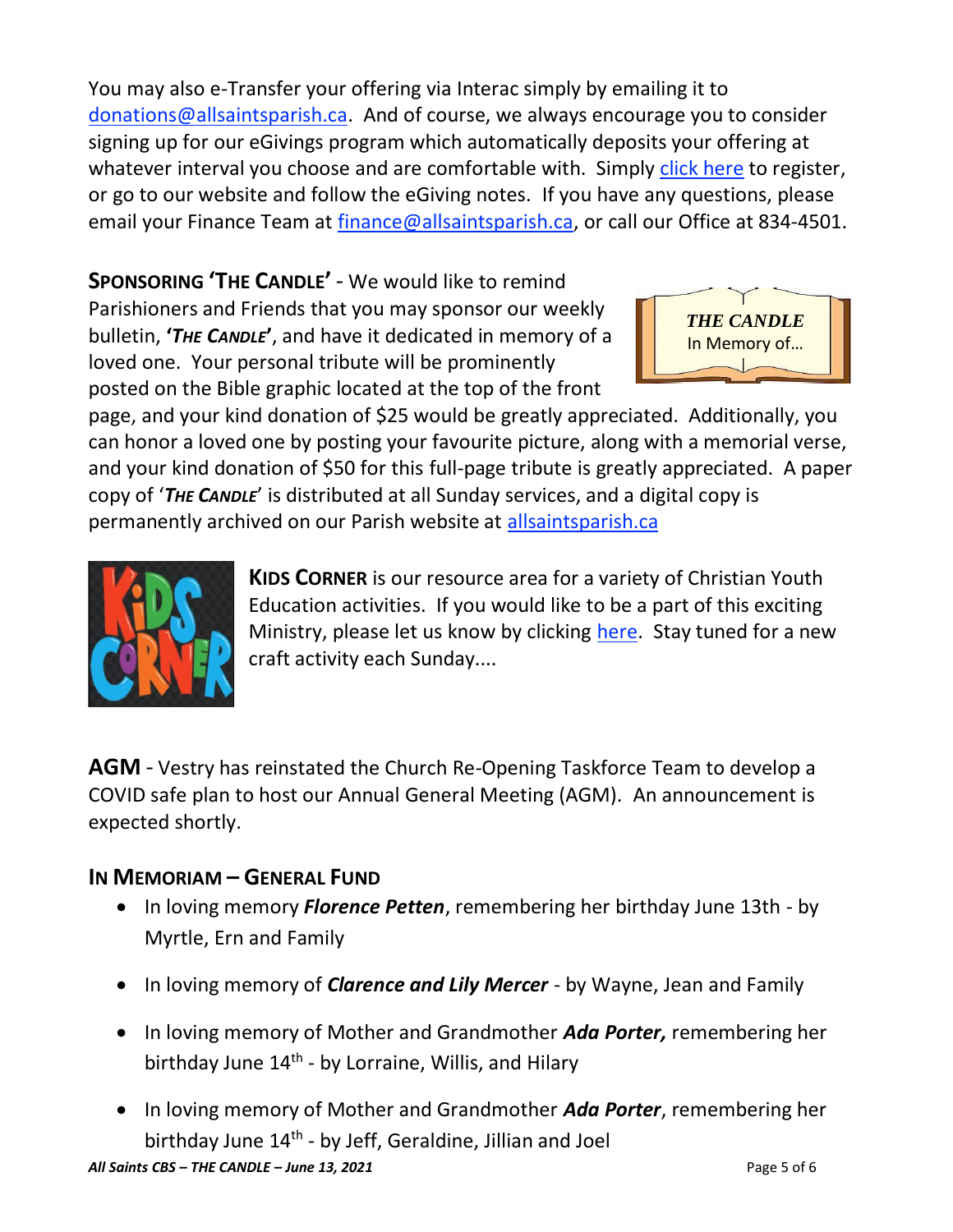You may also e-Transfer your offering via Interac simply by emailing it to donations@allsaintsparish.ca. And of course, we always encourage you to consider signing up for our eGivings program which automatically deposits your offering at whatever interval you choose and are comfortable with. Simply click here to register, or go to our website and follow the eGiving notes. If you have any questions, please email your Finance Team at finance@allsaintsparish.ca, or call our Office at 834-4501.

**SPONSORING 'THE CANDLE'** - We would like to remind Parishioners and Friends that you may sponsor our weekly bulletin, ***'THE CANDLE'***, and have it dedicated in memory of a loved one. Your personal tribute will be prominently posted on the Bible graphic located at the top of the front page, and your kind donation of $25 would be greatly appreciated. Additionally, you can honor a loved one by posting your favourite picture, along with a memorial verse, and your kind donation of $50 for this full-page tribute is greatly appreciated. A paper copy of '***THE CANDLE***' is distributed at all Sunday services, and a digital copy is permanently archived on our Parish website at allsaintsparish.ca

***THE CANDLE***
In Memory of…

**KIDS CORNER** is our resource area for a variety of Christian Youth Education activities. If you would like to be a part of this exciting Ministry, please let us know by clicking here. Stay tuned for a new craft activity each Sunday....

**AGM** - Vestry has reinstated the Church Re-Opening Taskforce Team to develop a COVID safe plan to host our Annual General Meeting (AGM). An announcement is expected shortly.

## IN MEMORIAM – GENERAL FUND

- In loving memory ***Florence Petten***, remembering her birthday June 13th - by Myrtle, Ern and Family
- In loving memory of ***Clarence and Lily Mercer*** - by Wayne, Jean and Family
- In loving memory of Mother and Grandmother ***Ada Porter,*** remembering her birthday June 14th - by Lorraine, Willis, and Hilary
- In loving memory of Mother and Grandmother ***Ada Porter***, remembering her birthday June 14th - by Jeff, Geraldine, Jillian and Joel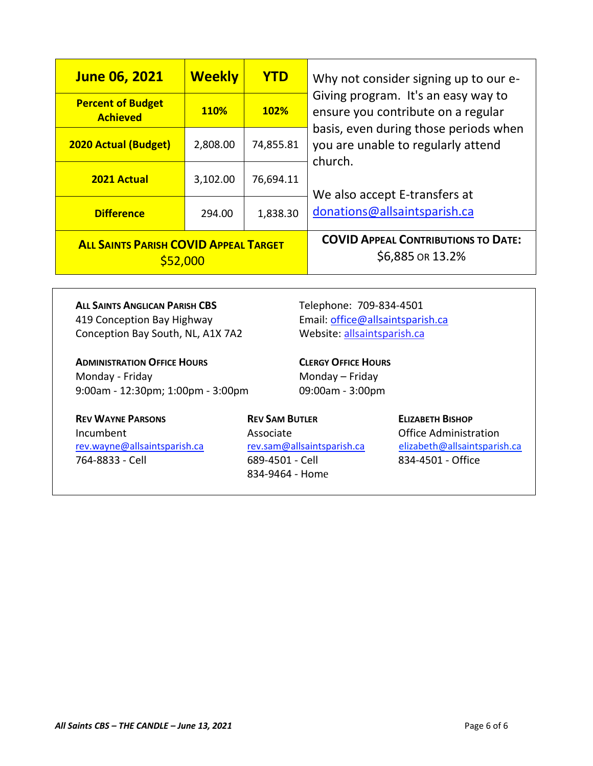| June 06, 2021 | Weekly | YTD |
|---|---|---|
| **Percent of Budget Achieved** | **110%** | **102%** |
| **2020 Actual (Budget)** | 2,808.00 | 74,855.81 |
| **2021 Actual** | 3,102.00 | 76,694.11 |
| **Difference** | 294.00 | 1,838.30 |

Why not consider signing up to our e-Giving program. It's an easy way to ensure you contribute on a regular basis, even during those periods when you are unable to regularly attend church.

We also accept E-transfers at donations@allsaintsparish.ca

**ALL SAINTS PARISH COVID APPEAL TARGET**
$52,000

**COVID APPEAL CONTRIBUTIONS TO DATE:**
$6,885 OR 13.2%

**ALL SAINTS ANGLICAN PARISH CBS**
419 Conception Bay Highway
Conception Bay South, NL, A1X 7A2

Telephone: 709-834-4501
Email: office@allsaintsparish.ca
Website: allsaintsparish.ca

**ADMINISTRATION OFFICE HOURS**
Monday - Friday
9:00am - 12:30pm; 1:00pm - 3:00pm

**CLERGY OFFICE HOURS**
Monday – Friday
09:00am - 3:00pm

**REV WAYNE PARSONS**
Incumbent
rev.wayne@allsaintsparish.ca
764-8833 - Cell

**REV SAM BUTLER**
Associate
rev.sam@allsaintsparish.ca
689-4501 - Cell
834-9464 - Home

**ELIZABETH BISHOP**
Office Administration
elizabeth@allsaintsparish.ca
834-4501 - Office